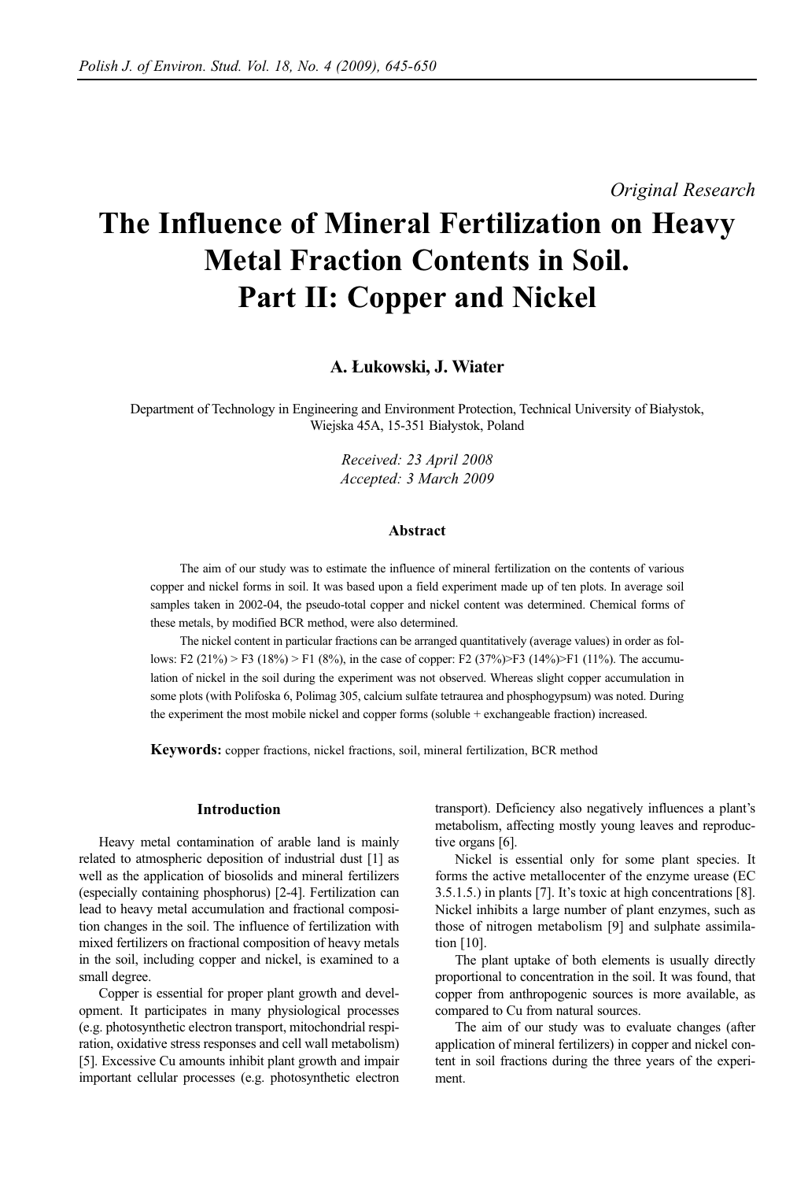*Original Research*

# The Influence of Mineral Fertilization on Heavy Metal Fraction Contents in Soil. Part II: Copper and Nickel

**A. Łukowski, J. Wiater**

Department of Technology in Engineering and Environment Protection, Technical University of Białystok, Wiejska 45A, 15-351 Białystok, Poland

*Received: 23 April 2008*
*Accepted: 3 March 2009*

### Abstract

The aim of our study was to estimate the influence of mineral fertilization on the contents of various copper and nickel forms in soil. It was based upon a field experiment made up of ten plots. In average soil samples taken in 2002-04, the pseudo-total copper and nickel content was determined. Chemical forms of these metals, by modified BCR method, were also determined.

The nickel content in particular fractions can be arranged quantitatively (average values) in order as follows: F2 (21%) > F3 (18%) > F1 (8%), in the case of copper: F2 (37%)>F3 (14%)>F1 (11%). The accumulation of nickel in the soil during the experiment was not observed. Whereas slight copper accumulation in some plots (with Polifoska 6, Polimag 305, calcium sulfate tetraurea and phosphogypsum) was noted. During the experiment the most mobile nickel and copper forms (soluble + exchangeable fraction) increased.

**Keywords:** copper fractions, nickel fractions, soil, mineral fertilization, BCR method

### Introduction

Heavy metal contamination of arable land is mainly related to atmospheric deposition of industrial dust [1] as well as the application of biosolids and mineral fertilizers (especially containing phosphorus) [2-4]. Fertilization can lead to heavy metal accumulation and fractional composition changes in the soil. The influence of fertilization with mixed fertilizers on fractional composition of heavy metals in the soil, including copper and nickel, is examined to a small degree.

Copper is essential for proper plant growth and development. It participates in many physiological processes (e.g. photosynthetic electron transport, mitochondrial respiration, oxidative stress responses and cell wall metabolism) [5]. Excessive Cu amounts inhibit plant growth and impair important cellular processes (e.g. photosynthetic electron transport). Deficiency also negatively influences a plant's metabolism, affecting mostly young leaves and reproductive organs [6].

Nickel is essential only for some plant species. It forms the active metallocenter of the enzyme urease (EC 3.5.1.5.) in plants [7]. It's toxic at high concentrations [8]. Nickel inhibits a large number of plant enzymes, such as those of nitrogen metabolism [9] and sulphate assimilation [10].

The plant uptake of both elements is usually directly proportional to concentration in the soil. It was found, that copper from anthropogenic sources is more available, as compared to Cu from natural sources.

The aim of our study was to evaluate changes (after application of mineral fertilizers) in copper and nickel content in soil fractions during the three years of the experiment.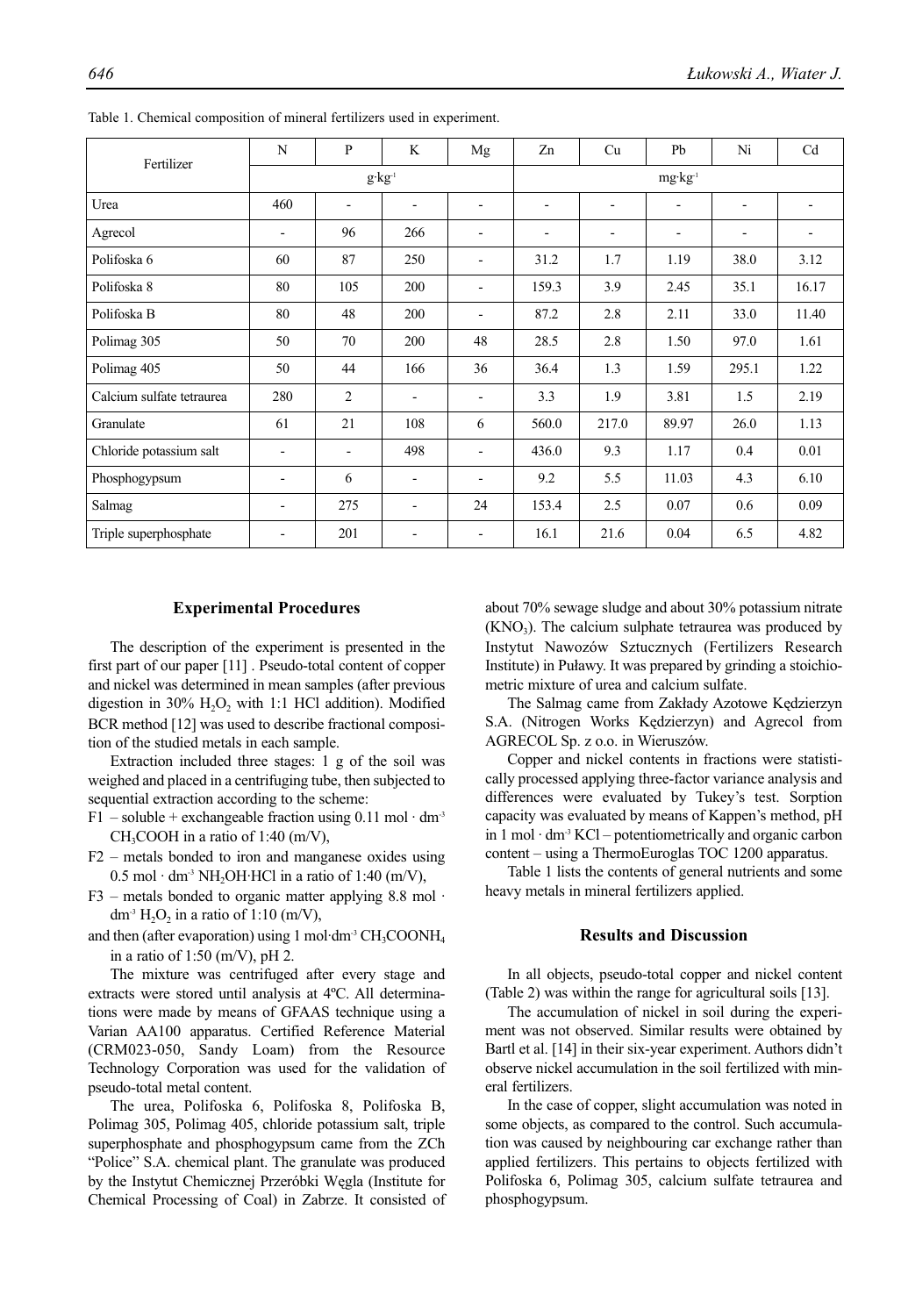Table 1. Chemical composition of mineral fertilizers used in experiment.

| Fertilizer | N | P | K | Mg | Zn | Cu | Pb | Ni | Cd |
|---|---|---|---|---|---|---|---|---|---|
| | $g \cdot kg^{-1}$ | | | | $mg \cdot kg^{-1}$ | | | | |
| Urea | 460 | - | - | - | - | - | - | - | - |
| Agrecol | - | 96 | 266 | - | - | - | - | - | - |
| Polifoska 6 | 60 | 87 | 250 | - | 31.2 | 1.7 | 1.19 | 38.0 | 3.12 |
| Polifoska 8 | 80 | 105 | 200 | - | 159.3 | 3.9 | 2.45 | 35.1 | 16.17 |
| Polifoska B | 80 | 48 | 200 | - | 87.2 | 2.8 | 2.11 | 33.0 | 11.40 |
| Polimag 305 | 50 | 70 | 200 | 48 | 28.5 | 2.8 | 1.50 | 97.0 | 1.61 |
| Polimag 405 | 50 | 44 | 166 | 36 | 36.4 | 1.3 | 1.59 | 295.1 | 1.22 |
| Calcium sulfate tetraurea | 280 | 2 | - | - | 3.3 | 1.9 | 3.81 | 1.5 | 2.19 |
| Granulate | 61 | 21 | 108 | 6 | 560.0 | 217.0 | 89.97 | 26.0 | 1.13 |
| Chloride potassium salt | - | - | 498 | - | 436.0 | 9.3 | 1.17 | 0.4 | 0.01 |
| Phosphogypsum | - | 6 | - | - | 9.2 | 5.5 | 11.03 | 4.3 | 6.10 |
| Salmag | - | 275 | - | 24 | 153.4 | 2.5 | 0.07 | 0.6 | 0.09 |
| Triple superphosphate | - | 201 | - | - | 16.1 | 21.6 | 0.04 | 6.5 | 4.82 |

## Experimental Procedures

The description of the experiment is presented in the first part of our paper [11] . Pseudo-total content of copper and nickel was determined in mean samples (after previous digestion in 30% $H_2O_2$ with 1:1 HCl addition). Modified BCR method [12] was used to describe fractional composition of the studied metals in each sample.

Extraction included three stages: 1 g of the soil was weighed and placed in a centrifuging tube, then subjected to sequential extraction according to the scheme:

F1 – soluble + exchangeable fraction using 0.11 mol · $dm^{-3}$ $CH_3COOH$ in a ratio of 1:40 (m/V),

F2 – metals bonded to iron and manganese oxides using 0.5 mol · $dm^{-3}$ $NH_2OH{\cdot}HCl$ in a ratio of 1:40 (m/V),

F3 – metals bonded to organic matter applying 8.8 mol · $dm^{-3}$ $H_2O_2$ in a ratio of 1:10 (m/V),

and then (after evaporation) using 1 mol·$dm^{-3}$ $CH_3COONH_4$ in a ratio of 1:50 (m/V), pH 2.

The mixture was centrifuged after every stage and extracts were stored until analysis at 4ºC. All determinations were made by means of GFAAS technique using a Varian AA100 apparatus. Certified Reference Material (CRM023-050, Sandy Loam) from the Resource Technology Corporation was used for the validation of pseudo-total metal content.

The urea, Polifoska 6, Polifoska 8, Polifoska B, Polimag 305, Polimag 405, chloride potassium salt, triple superphosphate and phosphogypsum came from the ZCh "Police" S.A. chemical plant. The granulate was produced by the Instytut Chemicznej Przeróbki Węgla (Institute for Chemical Processing of Coal) in Zabrze. It consisted of about 70% sewage sludge and about 30% potassium nitrate ($KNO_3$). The calcium sulphate tetraurea was produced by Instytut Nawozów Sztucznych (Fertilizers Research Institute) in Puławy. It was prepared by grinding a stoichiometric mixture of urea and calcium sulfate.

The Salmag came from Zakłady Azotowe Kędzierzyn S.A. (Nitrogen Works Kędzierzyn) and Agrecol from AGRECOL Sp. z o.o. in Wieruszów.

Copper and nickel contents in fractions were statistically processed applying three-factor variance analysis and differences were evaluated by Tukey's test. Sorption capacity was evaluated by means of Kappen's method, pH in 1 mol · $dm^{-3}$ KCl – potentiometrically and organic carbon content – using a ThermoEuroglas TOC 1200 apparatus.

Table 1 lists the contents of general nutrients and some heavy metals in mineral fertilizers applied.

## Results and Discussion

In all objects, pseudo-total copper and nickel content (Table 2) was within the range for agricultural soils [13].

The accumulation of nickel in soil during the experiment was not observed. Similar results were obtained by Bartl et al. [14] in their six-year experiment. Authors didn't observe nickel accumulation in the soil fertilized with mineral fertilizers.

In the case of copper, slight accumulation was noted in some objects, as compared to the control. Such accumulation was caused by neighbouring car exchange rather than applied fertilizers. This pertains to objects fertilized with Polifoska 6, Polimag 305, calcium sulfate tetraurea and phosphogypsum.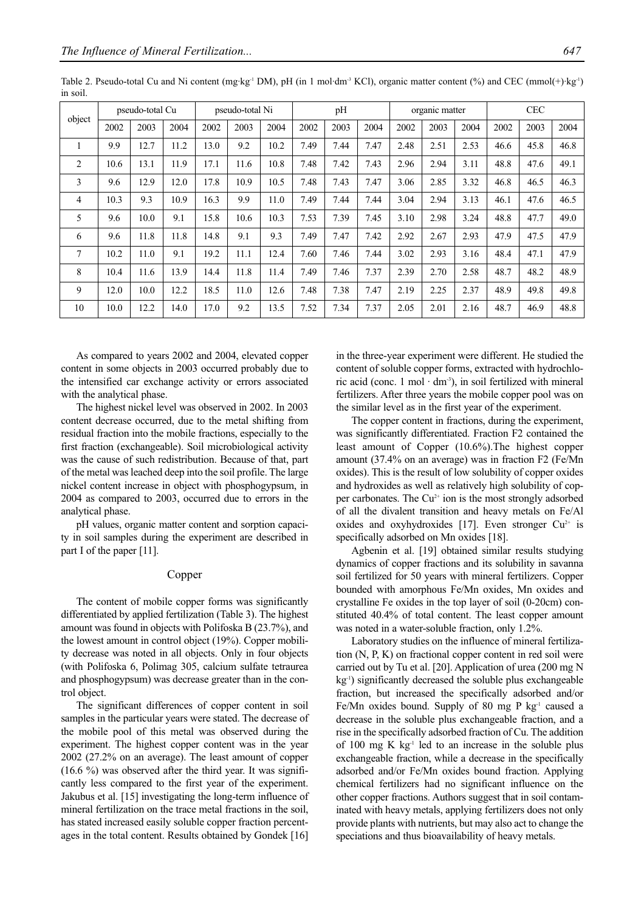Table 2. Pseudo-total Cu and Ni content (mg·kg$^{-1}$ DM), pH (in 1 mol·dm$^{-3}$ KCl), organic matter content (%) and CEC (mmol(+)·kg$^{-1}$) in soil.

| object | pseudo-total Cu | | | pseudo-total Ni | | | pH | | | organic matter | | | CEC | | |
|---|---|---|---|---|---|---|---|---|---|---|---|---|---|---|---|
| | 2002 | 2003 | 2004 | 2002 | 2003 | 2004 | 2002 | 2003 | 2004 | 2002 | 2003 | 2004 | 2002 | 2003 | 2004 |
| 1 | 9.9 | 12.7 | 11.2 | 13.0 | 9.2 | 10.2 | 7.49 | 7.44 | 7.47 | 2.48 | 2.51 | 2.53 | 46.6 | 45.8 | 46.8 |
| 2 | 10.6 | 13.1 | 11.9 | 17.1 | 11.6 | 10.8 | 7.48 | 7.42 | 7.43 | 2.96 | 2.94 | 3.11 | 48.8 | 47.6 | 49.1 |
| 3 | 9.6 | 12.9 | 12.0 | 17.8 | 10.9 | 10.5 | 7.48 | 7.43 | 7.47 | 3.06 | 2.85 | 3.32 | 46.8 | 46.5 | 46.3 |
| 4 | 10.3 | 9.3 | 10.9 | 16.3 | 9.9 | 11.0 | 7.49 | 7.44 | 7.44 | 3.04 | 2.94 | 3.13 | 46.1 | 47.6 | 46.5 |
| 5 | 9.6 | 10.0 | 9.1 | 15.8 | 10.6 | 10.3 | 7.53 | 7.39 | 7.45 | 3.10 | 2.98 | 3.24 | 48.8 | 47.7 | 49.0 |
| 6 | 9.6 | 11.8 | 11.8 | 14.8 | 9.1 | 9.3 | 7.49 | 7.47 | 7.42 | 2.92 | 2.67 | 2.93 | 47.9 | 47.5 | 47.9 |
| 7 | 10.2 | 11.0 | 9.1 | 19.2 | 11.1 | 12.4 | 7.60 | 7.46 | 7.44 | 3.02 | 2.93 | 3.16 | 48.4 | 47.1 | 47.9 |
| 8 | 10.4 | 11.6 | 13.9 | 14.4 | 11.8 | 11.4 | 7.49 | 7.46 | 7.37 | 2.39 | 2.70 | 2.58 | 48.7 | 48.2 | 48.9 |
| 9 | 12.0 | 10.0 | 12.2 | 18.5 | 11.0 | 12.6 | 7.48 | 7.38 | 7.47 | 2.19 | 2.25 | 2.37 | 48.9 | 49.8 | 49.8 |
| 10 | 10.0 | 12.2 | 14.0 | 17.0 | 9.2 | 13.5 | 7.52 | 7.34 | 7.37 | 2.05 | 2.01 | 2.16 | 48.7 | 46.9 | 48.8 |

As compared to years 2002 and 2004, elevated copper content in some objects in 2003 occurred probably due to the intensified car exchange activity or errors associated with the analytical phase.

The highest nickel level was observed in 2002. In 2003 content decrease occurred, due to the metal shifting from residual fraction into the mobile fractions, especially to the first fraction (exchangeable). Soil microbiological activity was the cause of such redistribution. Because of that, part of the metal was leached deep into the soil profile. The large nickel content increase in object with phosphogypsum, in 2004 as compared to 2003, occurred due to errors in the analytical phase.

pH values, organic matter content and sorption capacity in soil samples during the experiment are described in part I of the paper [11].

## Copper

The content of mobile copper forms was significantly differentiated by applied fertilization (Table 3). The highest amount was found in objects with Polifoska B (23.7%), and the lowest amount in control object (19%). Copper mobility decrease was noted in all objects. Only in four objects (with Polifoska 6, Polimag 305, calcium sulfate tetraurea and phosphogypsum) was decrease greater than in the control object.

The significant differences of copper content in soil samples in the particular years were stated. The decrease of the mobile pool of this metal was observed during the experiment. The highest copper content was in the year 2002 (27.2% on an average). The least amount of copper (16.6 %) was observed after the third year. It was significantly less compared to the first year of the experiment. Jakubus et al. [15] investigating the long-term influence of mineral fertilization on the trace metal fractions in the soil, has stated increased easily soluble copper fraction percentages in the total content. Results obtained by Gondek [16] in the three-year experiment were different. He studied the content of soluble copper forms, extracted with hydrochloric acid (conc. 1 mol · dm$^{-3}$), in soil fertilized with mineral fertilizers. After three years the mobile copper pool was on the similar level as in the first year of the experiment.

The copper content in fractions, during the experiment, was significantly differentiated. Fraction F2 contained the least amount of Copper (10.6%).The highest copper amount (37.4% on an average) was in fraction F2 (Fe/Mn oxides). This is the result of low solubility of copper oxides and hydroxides as well as relatively high solubility of copper carbonates. The $Cu^{2+}$ ion is the most strongly adsorbed of all the divalent transition and heavy metals on Fe/Al oxides and oxyhydroxides [17]. Even stronger $Cu^{2+}$ is specifically adsorbed on Mn oxides [18].

Agbenin et al. [19] obtained similar results studying dynamics of copper fractions and its solubility in savanna soil fertilized for 50 years with mineral fertilizers. Copper bounded with amorphous Fe/Mn oxides, Mn oxides and crystalline Fe oxides in the top layer of soil (0-20cm) constituted 40.4% of total content. The least copper amount was noted in a water-soluble fraction, only 1.2%.

Laboratory studies on the influence of mineral fertilization (N, P, K) on fractional copper content in red soil were carried out by Tu et al. [20]. Application of urea (200 mg N kg$^{-1}$) significantly decreased the soluble plus exchangeable fraction, but increased the specifically adsorbed and/or Fe/Mn oxides bound. Supply of 80 mg P kg$^{-1}$ caused a decrease in the soluble plus exchangeable fraction, and a rise in the specifically adsorbed fraction of Cu. The addition of 100 mg K kg$^{-1}$ led to an increase in the soluble plus exchangeable fraction, while a decrease in the specifically adsorbed and/or Fe/Mn oxides bound fraction. Applying chemical fertilizers had no significant influence on the other copper fractions. Authors suggest that in soil contaminated with heavy metals, applying fertilizers does not only provide plants with nutrients, but may also act to change the speciations and thus bioavailability of heavy metals.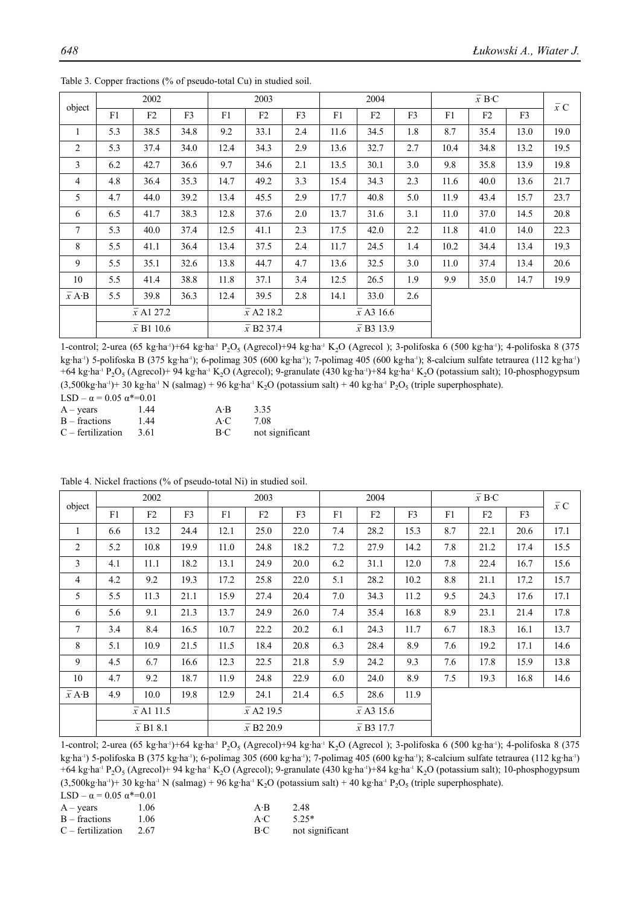Table 3. Copper fractions (% of pseudo-total Cu) in studied soil.

| object | 2002 | | | 2003 | | | 2004 | | | $\bar{x}$ B·C | | | $\bar{x}$ C |
|---|---|---|---|---|---|---|---|---|---|---|---|---|---|
| | F1 | F2 | F3 | F1 | F2 | F3 | F1 | F2 | F3 | F1 | F2 | F3 | |
| 1 | 5.3 | 38.5 | 34.8 | 9.2 | 33.1 | 2.4 | 11.6 | 34.5 | 1.8 | 8.7 | 35.4 | 13.0 | 19.0 |
| 2 | 5.3 | 37.4 | 34.0 | 12.4 | 34.3 | 2.9 | 13.6 | 32.7 | 2.7 | 10.4 | 34.8 | 13.2 | 19.5 |
| 3 | 6.2 | 42.7 | 36.6 | 9.7 | 34.6 | 2.1 | 13.5 | 30.1 | 3.0 | 9.8 | 35.8 | 13.9 | 19.8 |
| 4 | 4.8 | 36.4 | 35.3 | 14.7 | 49.2 | 3.3 | 15.4 | 34.3 | 2.3 | 11.6 | 40.0 | 13.6 | 21.7 |
| 5 | 4.7 | 44.0 | 39.2 | 13.4 | 45.5 | 2.9 | 17.7 | 40.8 | 5.0 | 11.9 | 43.4 | 15.7 | 23.7 |
| 6 | 6.5 | 41.7 | 38.3 | 12.8 | 37.6 | 2.0 | 13.7 | 31.6 | 3.1 | 11.0 | 37.0 | 14.5 | 20.8 |
| 7 | 5.3 | 40.0 | 37.4 | 12.5 | 41.1 | 2.3 | 17.5 | 42.0 | 2.2 | 11.8 | 41.0 | 14.0 | 22.3 |
| 8 | 5.5 | 41.1 | 36.4 | 13.4 | 37.5 | 2.4 | 11.7 | 24.5 | 1.4 | 10.2 | 34.4 | 13.4 | 19.3 |
| 9 | 5.5 | 35.1 | 32.6 | 13.8 | 44.7 | 4.7 | 13.6 | 32.5 | 3.0 | 11.0 | 37.4 | 13.4 | 20.6 |
| 10 | 5.5 | 41.4 | 38.8 | 11.8 | 37.1 | 3.4 | 12.5 | 26.5 | 1.9 | 9.9 | 35.0 | 14.7 | 19.9 |
| $\bar{x}$ A·B | 5.5 | 39.8 | 36.3 | 12.4 | 39.5 | 2.8 | 14.1 | 33.0 | 2.6 | | | | |
| | $\bar{x}$ A1 27.2 | | | $\bar{x}$ A2 18.2 | | | $\bar{x}$ A3 16.6 | | | | | | |
| | $\bar{x}$ B1 10.6 | | | $\bar{x}$ B2 37.4 | | | $\bar{x}$ B3 13.9 | | | | | | |

1-control; 2-urea (65 kg·ha$^{-1}$)+64 kg·ha$^{-1}$ $P_2O_5$ (Agrecol)+94 kg·ha$^{-1}$ $K_2O$ (Agrecol ); 3-polifoska 6 (500 kg·ha$^{-1}$); 4-polifoska 8 (375 kg·ha$^{-1}$) 5-polifoska B (375 kg·ha$^{-1}$); 6-polimag 305 (600 kg·ha$^{-1}$); 7-polimag 405 (600 kg·ha$^{-1}$); 8-calcium sulfate tetraurea (112 kg·ha$^{-1}$) +64 kg·ha$^{-1}$ $P_2O_5$ (Agrecol)+ 94 kg·ha$^{-1}$ $K_2O$ (Agrecol); 9-granulate (430 kg·ha$^{-1}$)+84 kg·ha$^{-1}$ $K_2O$ (potassium salt); 10-phosphogypsum (3,500kg·ha$^{-1}$)+ 30 kg·ha$^{-1}$ N (salmag) + 96 kg·ha$^{-1}$ $K_2O$ (potassium salt) + 40 kg·ha$^{-1}$ $P_2O_5$ (triple superphosphate).

LSD – α = 0.05 α*=0.01

| | | | |
|---|---|---|---|
| A – years | 1.44 | A·B | 3.35 |
| B – fractions | 1.44 | A·C | 7.08 |
| C – fertilization | 3.61 | B·C | not significant |

Table 4. Nickel fractions (% of pseudo-total Ni) in studied soil.

| object | 2002 | | | 2003 | | | 2004 | | | $\bar{x}$ B·C | | | $\bar{x}$ C |
|---|---|---|---|---|---|---|---|---|---|---|---|---|---|
| | F1 | F2 | F3 | F1 | F2 | F3 | F1 | F2 | F3 | F1 | F2 | F3 | |
| 1 | 6.6 | 13.2 | 24.4 | 12.1 | 25.0 | 22.0 | 7.4 | 28.2 | 15.3 | 8.7 | 22.1 | 20.6 | 17.1 |
| 2 | 5.2 | 10.8 | 19.9 | 11.0 | 24.8 | 18.2 | 7.2 | 27.9 | 14.2 | 7.8 | 21.2 | 17.4 | 15.5 |
| 3 | 4.1 | 11.1 | 18.2 | 13.1 | 24.9 | 20.0 | 6.2 | 31.1 | 12.0 | 7.8 | 22.4 | 16.7 | 15.6 |
| 4 | 4.2 | 9.2 | 19.3 | 17.2 | 25.8 | 22.0 | 5.1 | 28.2 | 10.2 | 8.8 | 21.1 | 17.2 | 15.7 |
| 5 | 5.5 | 11.3 | 21.1 | 15.9 | 27.4 | 20.4 | 7.0 | 34.3 | 11.2 | 9.5 | 24.3 | 17.6 | 17.1 |
| 6 | 5.6 | 9.1 | 21.3 | 13.7 | 24.9 | 26.0 | 7.4 | 35.4 | 16.8 | 8.9 | 23.1 | 21.4 | 17.8 |
| 7 | 3.4 | 8.4 | 16.5 | 10.7 | 22.2 | 20.2 | 6.1 | 24.3 | 11.7 | 6.7 | 18.3 | 16.1 | 13.7 |
| 8 | 5.1 | 10.9 | 21.5 | 11.5 | 18.4 | 20.8 | 6.3 | 28.4 | 8.9 | 7.6 | 19.2 | 17.1 | 14.6 |
| 9 | 4.5 | 6.7 | 16.6 | 12.3 | 22.5 | 21.8 | 5.9 | 24.2 | 9.3 | 7.6 | 17.8 | 15.9 | 13.8 |
| 10 | 4.7 | 9.2 | 18.7 | 11.9 | 24.8 | 22.9 | 6.0 | 24.0 | 8.9 | 7.5 | 19.3 | 16.8 | 14.6 |
| $\bar{x}$ A·B | 4.9 | 10.0 | 19.8 | 12.9 | 24.1 | 21.4 | 6.5 | 28.6 | 11.9 | | | | |
| | $\bar{x}$ A1 11.5 | | | $\bar{x}$ A2 19.5 | | | $\bar{x}$ A3 15.6 | | | | | | |
| | $\bar{x}$ B1 8.1 | | | $\bar{x}$ B2 20.9 | | | $\bar{x}$ B3 17.7 | | | | | | |

1-control; 2-urea (65 kg·ha$^{-1}$)+64 kg·ha$^{-1}$ $P_2O_5$ (Agrecol)+94 kg·ha$^{-1}$ $K_2O$ (Agrecol ); 3-polifoska 6 (500 kg·ha$^{-1}$); 4-polifoska 8 (375 kg·ha$^{-1}$) 5-polifoska B (375 kg·ha$^{-1}$); 6-polimag 305 (600 kg·ha$^{-1}$); 7-polimag 405 (600 kg·ha$^{-1}$); 8-calcium sulfate tetraurea (112 kg·ha$^{-1}$) +64 kg·ha$^{-1}$ $P_2O_5$ (Agrecol)+ 94 kg·ha$^{-1}$ $K_2O$ (Agrecol); 9-granulate (430 kg·ha$^{-1}$)+84 kg·ha$^{-1}$ $K_2O$ (potassium salt); 10-phosphogypsum (3,500kg·ha$^{-1}$)+ 30 kg·ha$^{-1}$ N (salmag) + 96 kg·ha$^{-1}$ $K_2O$ (potassium salt) + 40 kg·ha$^{-1}$ $P_2O_5$ (triple superphosphate).

LSD – α = 0.05 α*=0.01

| | | | |
|---|---|---|---|
| A – years | 1.06 | A·B | 2.48 |
| B – fractions | 1.06 | A·C | 5.25* |
| C – fertilization | 2.67 | B·C | not significant |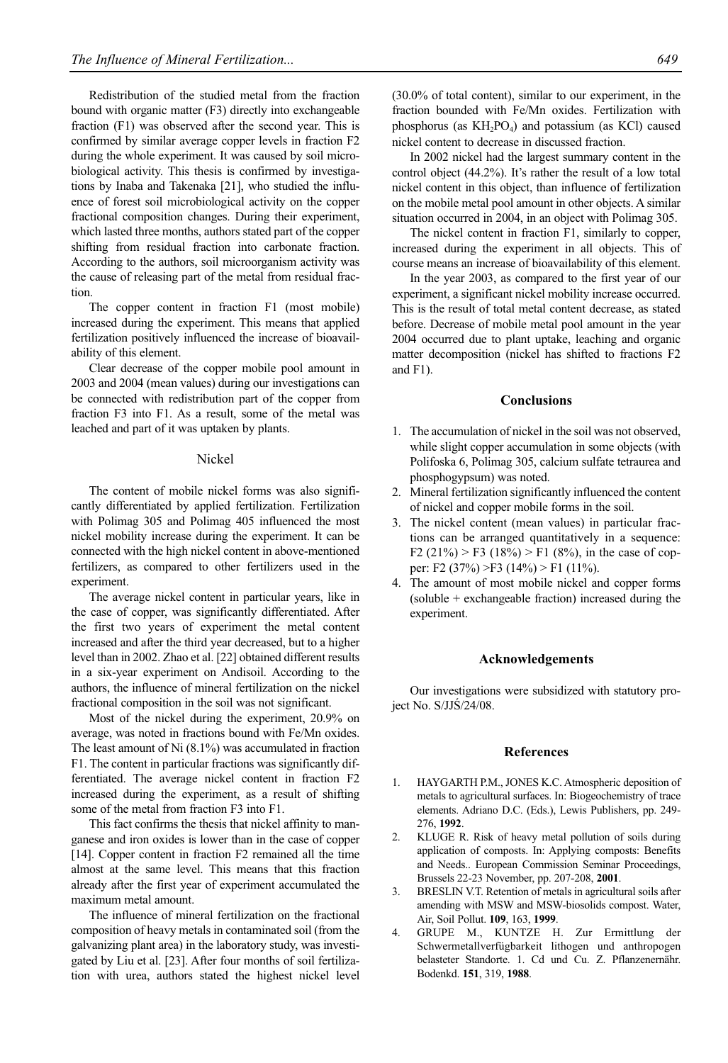Redistribution of the studied metal from the fraction bound with organic matter (F3) directly into exchangeable fraction (F1) was observed after the second year. This is confirmed by similar average copper levels in fraction F2 during the whole experiment. It was caused by soil microbiological activity. This thesis is confirmed by investigations by Inaba and Takenaka [21], who studied the influence of forest soil microbiological activity on the copper fractional composition changes. During their experiment, which lasted three months, authors stated part of the copper shifting from residual fraction into carbonate fraction. According to the authors, soil microorganism activity was the cause of releasing part of the metal from residual fraction.

The copper content in fraction F1 (most mobile) increased during the experiment. This means that applied fertilization positively influenced the increase of bioavailability of this element.

Clear decrease of the copper mobile pool amount in 2003 and 2004 (mean values) during our investigations can be connected with redistribution part of the copper from fraction F3 into F1. As a result, some of the metal was leached and part of it was uptaken by plants.

### Nickel

The content of mobile nickel forms was also significantly differentiated by applied fertilization. Fertilization with Polimag 305 and Polimag 405 influenced the most nickel mobility increase during the experiment. It can be connected with the high nickel content in above-mentioned fertilizers, as compared to other fertilizers used in the experiment.

The average nickel content in particular years, like in the case of copper, was significantly differentiated. After the first two years of experiment the metal content increased and after the third year decreased, but to a higher level than in 2002. Zhao et al. [22] obtained different results in a six-year experiment on Andisoil. According to the authors, the influence of mineral fertilization on the nickel fractional composition in the soil was not significant.

Most of the nickel during the experiment, 20.9% on average, was noted in fractions bound with Fe/Mn oxides. The least amount of Ni (8.1%) was accumulated in fraction F1. The content in particular fractions was significantly differentiated. The average nickel content in fraction F2 increased during the experiment, as a result of shifting some of the metal from fraction F3 into F1.

This fact confirms the thesis that nickel affinity to manganese and iron oxides is lower than in the case of copper [14]. Copper content in fraction F2 remained all the time almost at the same level. This means that this fraction already after the first year of experiment accumulated the maximum metal amount.

The influence of mineral fertilization on the fractional composition of heavy metals in contaminated soil (from the galvanizing plant area) in the laboratory study, was investigated by Liu et al. [23]. After four months of soil fertilization with urea, authors stated the highest nickel level (30.0% of total content), similar to our experiment, in the fraction bounded with Fe/Mn oxides. Fertilization with phosphorus (as $KH_2PO_4$) and potassium (as KCl) caused nickel content to decrease in discussed fraction.

In 2002 nickel had the largest summary content in the control object (44.2%). It's rather the result of a low total nickel content in this object, than influence of fertilization on the mobile metal pool amount in other objects. A similar situation occurred in 2004, in an object with Polimag 305.

The nickel content in fraction F1, similarly to copper, increased during the experiment in all objects. This of course means an increase of bioavailability of this element.

In the year 2003, as compared to the first year of our experiment, a significant nickel mobility increase occurred. This is the result of total metal content decrease, as stated before. Decrease of mobile metal pool amount in the year 2004 occurred due to plant uptake, leaching and organic matter decomposition (nickel has shifted to fractions F2 and F1).

## Conclusions

1. The accumulation of nickel in the soil was not observed, while slight copper accumulation in some objects (with Polifoska 6, Polimag 305, calcium sulfate tetraurea and phosphogypsum) was noted.
2. Mineral fertilization significantly influenced the content of nickel and copper mobile forms in the soil.
3. The nickel content (mean values) in particular fractions can be arranged quantitatively in a sequence: F2 (21%) > F3 (18%) > F1 (8%), in the case of copper: F2 (37%) >F3 (14%) > F1 (11%).
4. The amount of most mobile nickel and copper forms (soluble + exchangeable fraction) increased during the experiment.

## Acknowledgements

Our investigations were subsidized with statutory project No. S/JJŚ/24/08.

## References

1. HAYGARTH P.M., JONES K.C. Atmospheric deposition of metals to agricultural surfaces. In: Biogeochemistry of trace elements. Adriano D.C. (Eds.), Lewis Publishers, pp. 249-276, **1992**.
2. KLUGE R. Risk of heavy metal pollution of soils during application of composts. In: Applying composts: Benefits and Needs.. European Commission Seminar Proceedings, Brussels 22-23 November, pp. 207-208, **2001**.
3. BRESLIN V.T. Retention of metals in agricultural soils after amending with MSW and MSW-biosolids compost. Water, Air, Soil Pollut. **109**, 163, **1999**.
4. GRUPE M., KUNTZE H. Zur Ermittlung der Schwermetallverfügbarkeit lithogen und anthropogen belasteter Standorte. 1. Cd und Cu. Z. Pflanzenernähr. Bodenkd. **151**, 319, **1988**.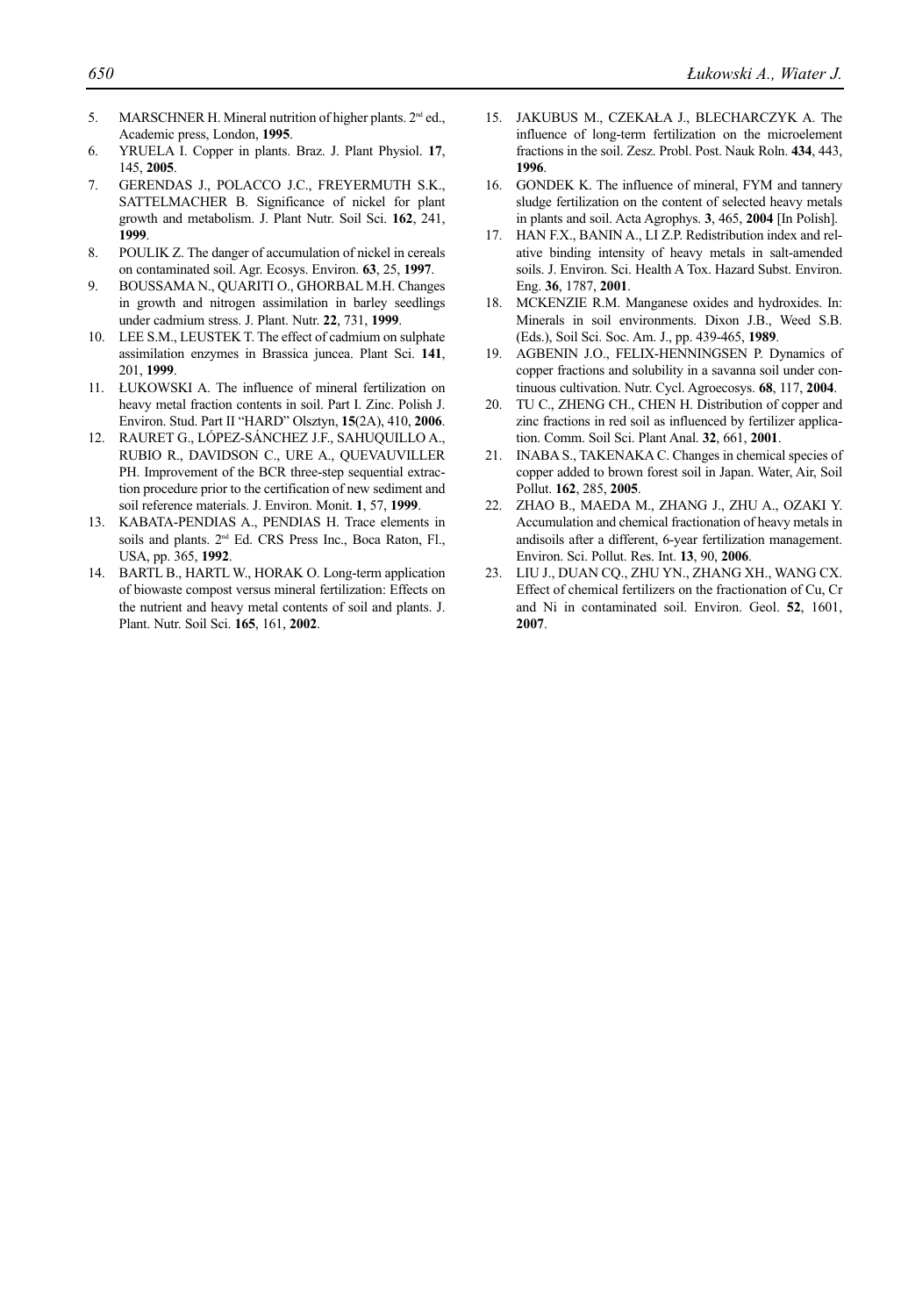5. MARSCHNER H. Mineral nutrition of higher plants. 2nd ed., Academic press, London, **1995**.
6. YRUELA I. Copper in plants. Braz. J. Plant Physiol. **17**, 145, **2005**.
7. GERENDAS J., POLACCO J.C., FREYERMUTH S.K., SATTELMACHER B. Significance of nickel for plant growth and metabolism. J. Plant Nutr. Soil Sci. **162**, 241, **1999**.
8. POULIK Z. The danger of accumulation of nickel in cereals on contaminated soil. Agr. Ecosys. Environ. **63**, 25, **1997**.
9. BOUSSAMA N., QUARITI O., GHORBAL M.H. Changes in growth and nitrogen assimilation in barley seedlings under cadmium stress. J. Plant. Nutr. **22**, 731, **1999**.
10. LEE S.M., LEUSTEK T. The effect of cadmium on sulphate assimilation enzymes in Brassica juncea. Plant Sci. **141**, 201, **1999**.
11. ŁUKOWSKI A. The influence of mineral fertilization on heavy metal fraction contents in soil. Part I. Zinc. Polish J. Environ. Stud. Part II "HARD" Olsztyn, **15**(2A), 410, **2006**.
12. RAURET G., LÓPEZ-SÁNCHEZ J.F., SAHUQUILLO A., RUBIO R., DAVIDSON C., URE A., QUEVAUVILLER PH. Improvement of the BCR three-step sequential extraction procedure prior to the certification of new sediment and soil reference materials. J. Environ. Monit. **1**, 57, **1999**.
13. KABATA-PENDIAS A., PENDIAS H. Trace elements in soils and plants. 2nd Ed. CRS Press Inc., Boca Raton, Fl., USA, pp. 365, **1992**.
14. BARTL B., HARTL W., HORAK O. Long-term application of biowaste compost versus mineral fertilization: Effects on the nutrient and heavy metal contents of soil and plants. J. Plant. Nutr. Soil Sci. **165**, 161, **2002**.
15. JAKUBUS M., CZEKAŁA J., BLECHARCZYK A. The influence of long-term fertilization on the microelement fractions in the soil. Zesz. Probl. Post. Nauk Roln. **434**, 443, **1996**.
16. GONDEK K. The influence of mineral, FYM and tannery sludge fertilization on the content of selected heavy metals in plants and soil. Acta Agrophys. **3**, 465, **2004** [In Polish].
17. HAN F.X., BANIN A., LI Z.P. Redistribution index and relative binding intensity of heavy metals in salt-amended soils. J. Environ. Sci. Health A Tox. Hazard Subst. Environ. Eng. **36**, 1787, **2001**.
18. MCKENZIE R.M. Manganese oxides and hydroxides. In: Minerals in soil environments. Dixon J.B., Weed S.B. (Eds.), Soil Sci. Soc. Am. J., pp. 439-465, **1989**.
19. AGBENIN J.O., FELIX-HENNINGSEN P. Dynamics of copper fractions and solubility in a savanna soil under continuous cultivation. Nutr. Cycl. Agroecosys. **68**, 117, **2004**.
20. TU C., ZHENG CH., CHEN H. Distribution of copper and zinc fractions in red soil as influenced by fertilizer application. Comm. Soil Sci. Plant Anal. **32**, 661, **2001**.
21. INABA S., TAKENAKA C. Changes in chemical species of copper added to brown forest soil in Japan. Water, Air, Soil Pollut. **162**, 285, **2005**.
22. ZHAO B., MAEDA M., ZHANG J., ZHU A., OZAKI Y. Accumulation and chemical fractionation of heavy metals in andisoils after a different, 6-year fertilization management. Environ. Sci. Pollut. Res. Int. **13**, 90, **2006**.
23. LIU J., DUAN CQ., ZHU YN., ZHANG XH., WANG CX. Effect of chemical fertilizers on the fractionation of Cu, Cr and Ni in contaminated soil. Environ. Geol. **52**, 1601, **2007**.